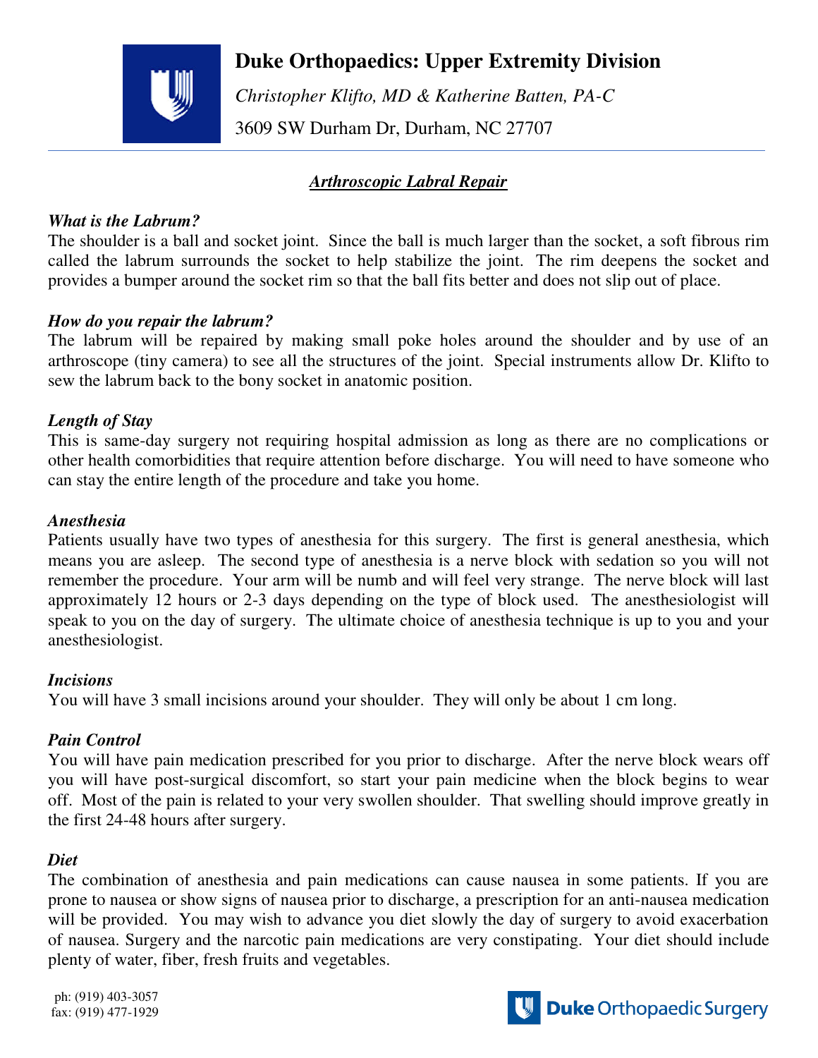# Duke Orthopaedics: Upper Extremity Division

*Christopher Klifto, MD & Katherine Batten, PA-C*

3609 SW Durham Dr, Durham, NC 27707

## *Arthroscopic Labral Repair*

### *What is the Labrum?*

The shoulder is a ball and socket joint. Since the ball is much larger than the socket, a soft fibrous rim called the labrum surrounds the socket to help stabilize the joint. The rim deepens the socket and provides a bumper around the socket rim so that the ball fits better and does not slip out of place.

### *How do you repair the labrum?*

The labrum will be repaired by making small poke holes around the shoulder and by use of an arthroscope (tiny camera) to see all the structures of the joint. Special instruments allow Dr. Klifto to sew the labrum back to the bony socket in anatomic position.

### *Length of Stay*

This is same-day surgery not requiring hospital admission as long as there are no complications or other health comorbidities that require attention before discharge. You will need to have someone who can stay the entire length of the procedure and take you home.

### *Anesthesia*

Patients usually have two types of anesthesia for this surgery. The first is general anesthesia, which means you are asleep. The second type of anesthesia is a nerve block with sedation so you will not remember the procedure. Your arm will be numb and will feel very strange. The nerve block will last approximately 12 hours or 2-3 days depending on the type of block used. The anesthesiologist will speak to you on the day of surgery. The ultimate choice of anesthesia technique is up to you and your anesthesiologist.

### *Incisions*

You will have 3 small incisions around your shoulder. They will only be about 1 cm long.

### *Pain Control*

You will have pain medication prescribed for you prior to discharge. After the nerve block wears off you will have post-surgical discomfort, so start your pain medicine when the block begins to wear off. Most of the pain is related to your very swollen shoulder. That swelling should improve greatly in the first 24-48 hours after surgery.

### *Diet*

The combination of anesthesia and pain medications can cause nausea in some patients. If you are prone to nausea or show signs of nausea prior to discharge, a prescription for an anti-nausea medication will be provided. You may wish to advance you diet slowly the day of surgery to avoid exacerbation of nausea. Surgery and the narcotic pain medications are very constipating. Your diet should include plenty of water, fiber, fresh fruits and vegetables.

ph: (919) 403-3057
fax: (919) 477-1929

Duke Orthopaedic Surgery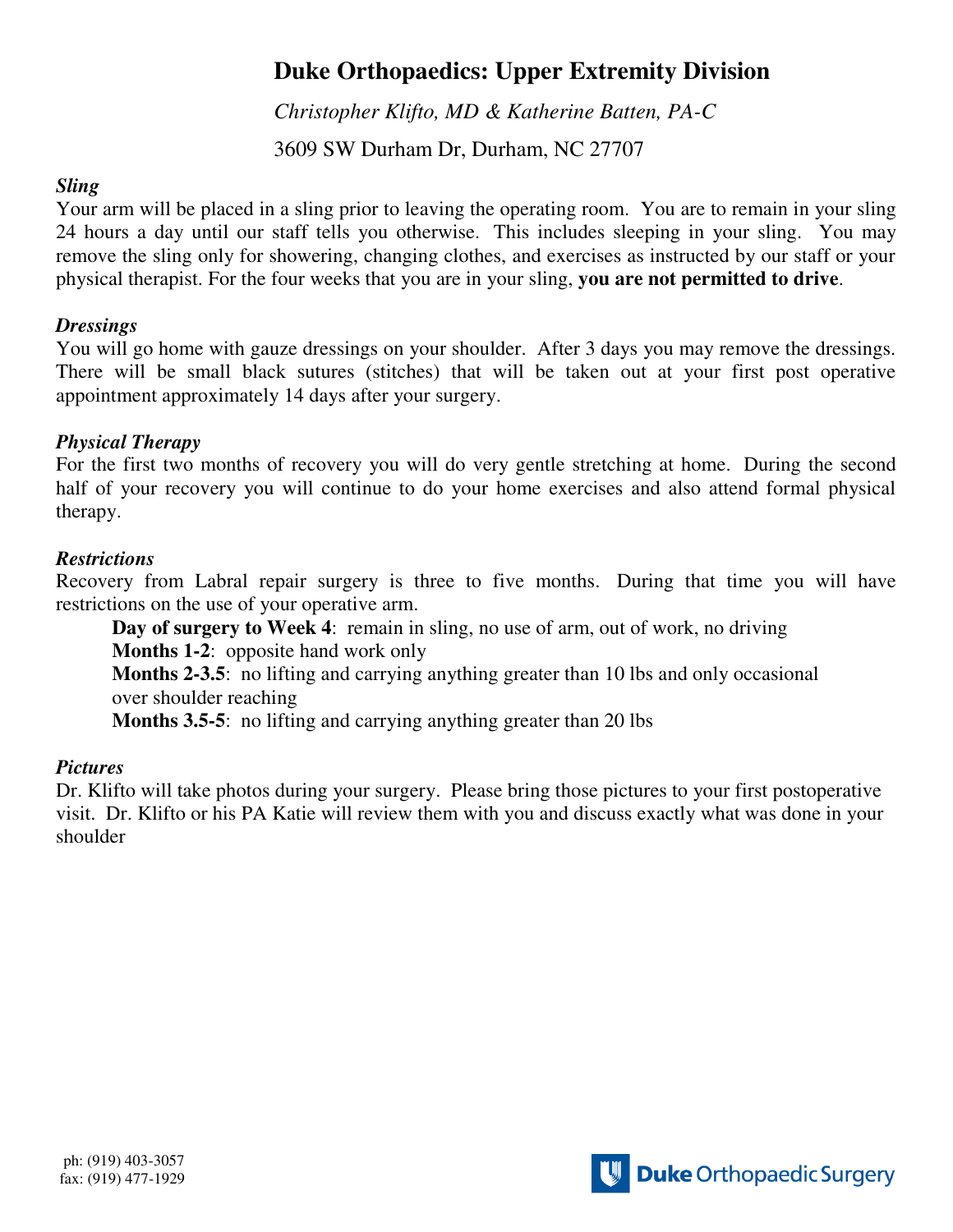# Duke Orthopaedics: Upper Extremity Division

*Christopher Klifto, MD & Katherine Batten, PA-C*

3609 SW Durham Dr, Durham, NC 27707

### *Sling*

Your arm will be placed in a sling prior to leaving the operating room. You are to remain in your sling 24 hours a day until our staff tells you otherwise. This includes sleeping in your sling. You may remove the sling only for showering, changing clothes, and exercises as instructed by our staff or your physical therapist. For the four weeks that you are in your sling, **you are not permitted to drive**.

### *Dressings*

You will go home with gauze dressings on your shoulder. After 3 days you may remove the dressings. There will be small black sutures (stitches) that will be taken out at your first post operative appointment approximately 14 days after your surgery.

### *Physical Therapy*

For the first two months of recovery you will do very gentle stretching at home. During the second half of your recovery you will continue to do your home exercises and also attend formal physical therapy.

### *Restrictions*

Recovery from Labral repair surgery is three to five months. During that time you will have restrictions on the use of your operative arm.

- **Day of surgery to Week 4**: remain in sling, no use of arm, out of work, no driving
- **Months 1-2**: opposite hand work only
- **Months 2-3.5**: no lifting and carrying anything greater than 10 lbs and only occasional over shoulder reaching
- **Months 3.5-5**: no lifting and carrying anything greater than 20 lbs

### *Pictures*

Dr. Klifto will take photos during your surgery. Please bring those pictures to your first postoperative visit. Dr. Klifto or his PA Katie will review them with you and discuss exactly what was done in your shoulder

ph: (919) 403-3057
fax: (919) 477-1929

Duke Orthopaedic Surgery